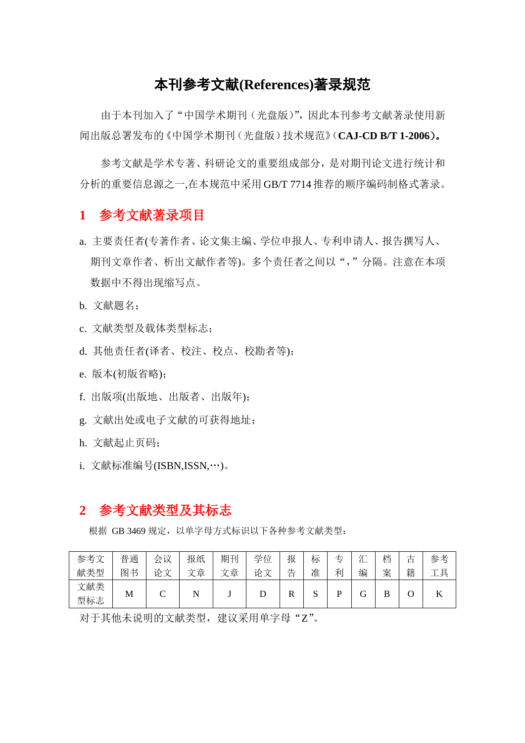# 本刊参考文献(References)著录规范

由于本刊加入了“中国学术期刊（光盘版）”，因此本刊参考文献著录使用新闻出版总署发布的《中国学术期刊（光盘版）技术规范》（**CAJ-CD B/T 1-2006）。**

参考文献是学术专著、科研论文的重要组成部分，是对期刊论文进行统计和分析的重要信息源之一,在本规范中采用GB/T 7714推荐的顺序编码制格式著录。

## 1 参考文献著录项目

a. 主要责任者(专著作者、论文集主编、学位申报人、专利申请人、报告撰写人、期刊文章作者、析出文献作者等)。多个责任者之间以“，”分隔。注意在本项数据中不得出现缩写点。

b. 文献题名；

c. 文献类型及载体类型标志；

d. 其他责任者(译者、校注、校点、校勘者等)；

e. 版本(初版省略)；

f. 出版项(出版地、出版者、出版年)；

g. 文献出处或电子文献的可获得地址；

h. 文献起止页码；

i. 文献标准编号(ISBN,ISSN,…)。

## 2 参考文献类型及其标志

根据 GB 3469 规定，以单字母方式标识以下各种参考文献类型：

| 参考文献类型 | 普通图书 | 会议论文 | 报纸文章 | 期刊文章 | 学位论文 | 报告 | 标准 | 专利 | 汇编 | 档案 | 古籍 | 参考工具 |
|---|---|---|---|---|---|---|---|---|---|---|---|---|
| 文献类型标志 | M | C | N | J | D | R | S | P | G | B | O | K |

对于其他未说明的文献类型，建议采用单字母“Z”。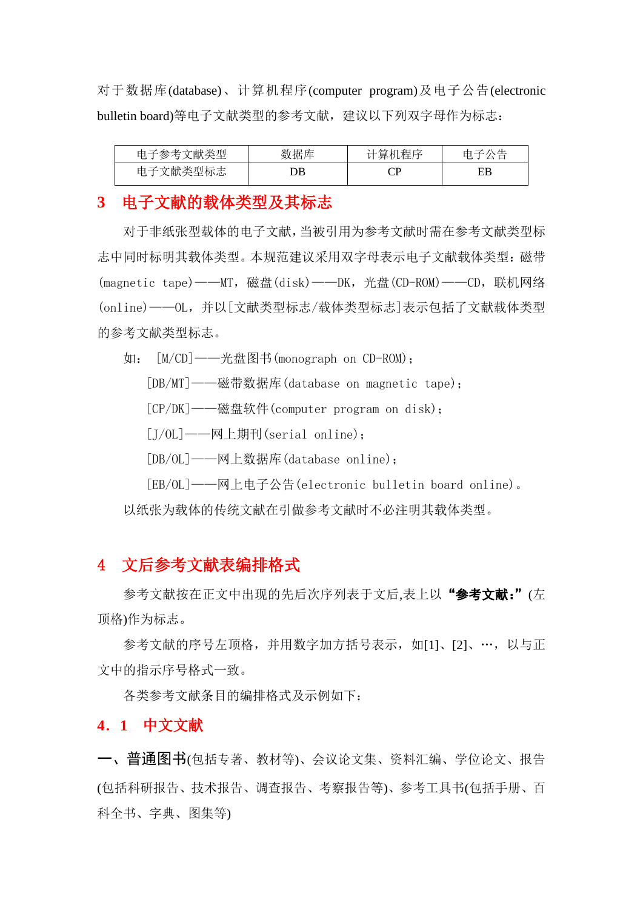对于数据库(database)、计算机程序(computer program)及电子公告(electronic bulletin board)等电子文献类型的参考文献，建议以下列双字母作为标志：

| 电子参考文献类型 | 数据库 | 计算机程序 | 电子公告 |
|---|---|---|---|
| 电子文献类型标志 | DB | CP | EB |

## 3 电子文献的载体类型及其标志

对于非纸张型载体的电子文献，当被引用为参考文献时需在参考文献类型标志中同时标明其载体类型。本规范建议采用双字母表示电子文献载体类型：磁带(magnetic tape)——MT，磁盘(disk)——DK，光盘(CD-ROM)——CD，联机网络(online)——OL，并以[文献类型标志/载体类型标志]表示包括了文献载体类型的参考文献类型标志。

如： [M/CD]——光盘图书(monograph on CD-ROM)；

[DB/MT]——磁带数据库(database on magnetic tape)；

[CP/DK]——磁盘软件(computer program on disk)；

[J/OL]——网上期刊(serial online)；

[DB/OL]——网上数据库(database online)；

[EB/OL]——网上电子公告(electronic bulletin board online)。

以纸张为载体的传统文献在引做参考文献时不必注明其载体类型。

## 4 文后参考文献表编排格式

参考文献按在正文中出现的先后次序列表于文后,表上以 **"参考文献:"**(左顶格)作为标志。

参考文献的序号左顶格，并用数字加方括号表示，如[1]、[2]、…，以与正文中的指示序号格式一致。

各类参考文献条目的编排格式及示例如下：

### 4．1 中文文献

**一、普通图书**(包括专著、教材等)、会议论文集、资料汇编、学位论文、报告(包括科研报告、技术报告、调查报告、考察报告等)、参考工具书(包括手册、百科全书、字典、图集等)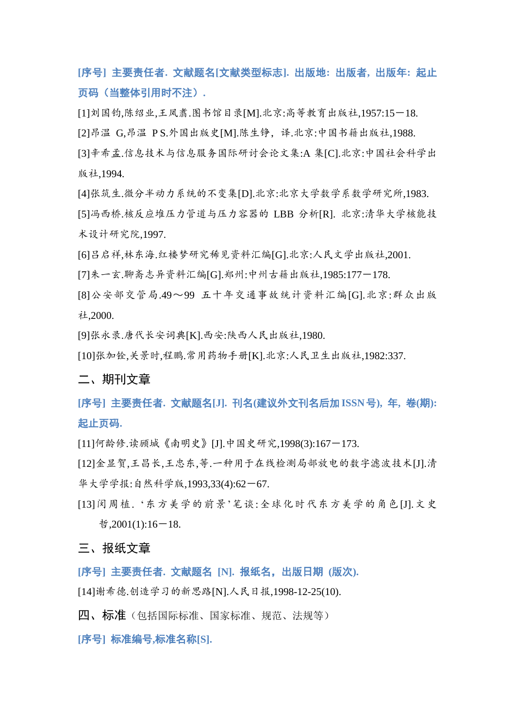**[序号] 主要责任者. 文献题名[文献类型标志]. 出版地: 出版者, 出版年: 起止页码（当整体引用时不注）.**

[1]刘国钧,陈绍业,王凤翥.图书馆目录[M].北京:高等教育出版社,1957:15－18.

[2]昂温 G,昂温 P S.外国出版史[M].陈生铮，译.北京:中国书籍出版社,1988.

[3]辛希孟.信息技术与信息服务国际研讨会论文集:A 集[C].北京:中国社会科学出版社,1994.

[4]张筑生.微分半动力系统的不变集[D].北京:北京大学数学系数学研究所,1983.

[5]冯西桥.核反应堆压力管道与压力容器的 LBB 分析[R]. 北京:清华大学核能技术设计研究院,1997.

[6]吕启祥,林东海.红楼梦研究稀见资料汇编[G].北京:人民文学出版社,2001.

[7]朱一玄.聊斋志异资料汇编[G].郑州:中州古籍出版社,1985:177－178.

[8]公安部交管局.49～99 五十年交通事故统计资料汇编[G].北京:群众出版社,2000.

[9]张永录.唐代长安词典[K].西安:陕西人民出版社,1980.

[10]张加铨,关景时,程鹏.常用药物手册[K].北京:人民卫生出版社,1982:337.

## 二、期刊文章

**[序号] 主要责任者. 文献题名[J]. 刊名(建议外文刊名后加 ISSN 号), 年, 卷(期): 起止页码.**

[11]何龄修.读顾城《南明史》[J].中国史研究,1998(3):167－173.

[12]金显贺,王昌长,王忠东,等.一种用于在线检测局部放电的数字滤波技术[J].清华大学学报:自然科学版,1993,33(4):62－67.

[13]闵周植.‘东方美学的前景’笔谈:全球化时代东方美学的角色[J].文史哲,2001(1):16－18.

## 三、报纸文章

**[序号] 主要责任者. 文献题名 [N]. 报纸名，出版日期 (版次).**

[14]谢希德.创造学习的新思路[N].人民日报,1998-12-25(10).

## 四、标准（包括国际标准、国家标准、规范、法规等）

**[序号] 标准编号,标准名称[S].**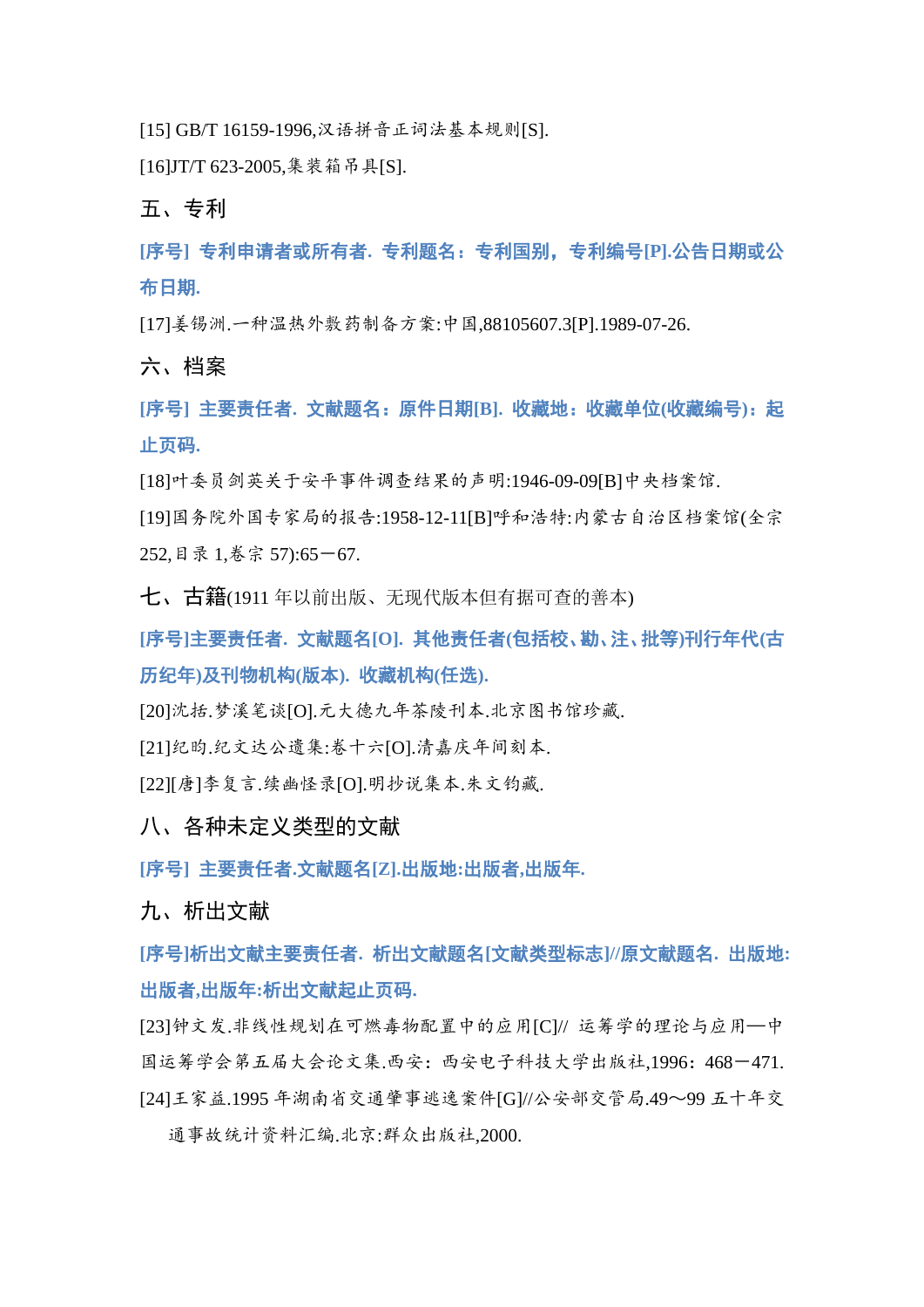[15] GB/T 16159-1996,汉语拼音正词法基本规则[S].

[16]JT/T 623-2005,集装箱吊具[S].

## 五、专利

**[序号] 专利申请者或所有者. 专利题名：专利国别，专利编号[P].公告日期或公布日期.**

[17]姜锡洲.一种温热外敷药制备方案:中国,88105607.3[P].1989-07-26.

## 六、档案

**[序号] 主要责任者. 文献题名：原件日期[B]. 收藏地：收藏单位(收藏编号)：起止页码.**

[18]叶委员剑英关于安平事件调查结果的声明:1946-09-09[B]中央档案馆.

[19]国务院外国专家局的报告:1958-12-11[B]呼和浩特:内蒙古自治区档案馆(全宗252,目录 1,卷宗 57):65－67.

## 七、古籍(1911 年以前出版、无现代版本但有据可查的善本)

**[序号]主要责任者. 文献题名[O]. 其他责任者(包括校、勘、注、批等)刊行年代(古历纪年)及刊物机构(版本). 收藏机构(任选).**

[20]沈括.梦溪笔谈[O].元大德九年茶陵刊本.北京图书馆珍藏.

[21]纪昀.纪文达公遗集:卷十六[O].清嘉庆年间刻本.

[22][唐]李复言.续幽怪录[O].明抄说集本.朱文钧藏.

## 八、各种未定义类型的文献

**[序号] 主要责任者.文献题名[Z].出版地:出版者,出版年.**

## 九、析出文献

**[序号]析出文献主要责任者. 析出文献题名[文献类型标志]//原文献题名. 出版地:出版者,出版年:析出文献起止页码.**

[23]钟文发.非线性规划在可燃毒物配置中的应用[C]// 运筹学的理论与应用—中国运筹学会第五届大会论文集.西安：西安电子科技大学出版社,1996：468－471.

[24]王家益.1995 年湖南省交通肇事逃逸案件[G]//公安部交管局.49～99 五十年交通事故统计资料汇编.北京:群众出版社,2000.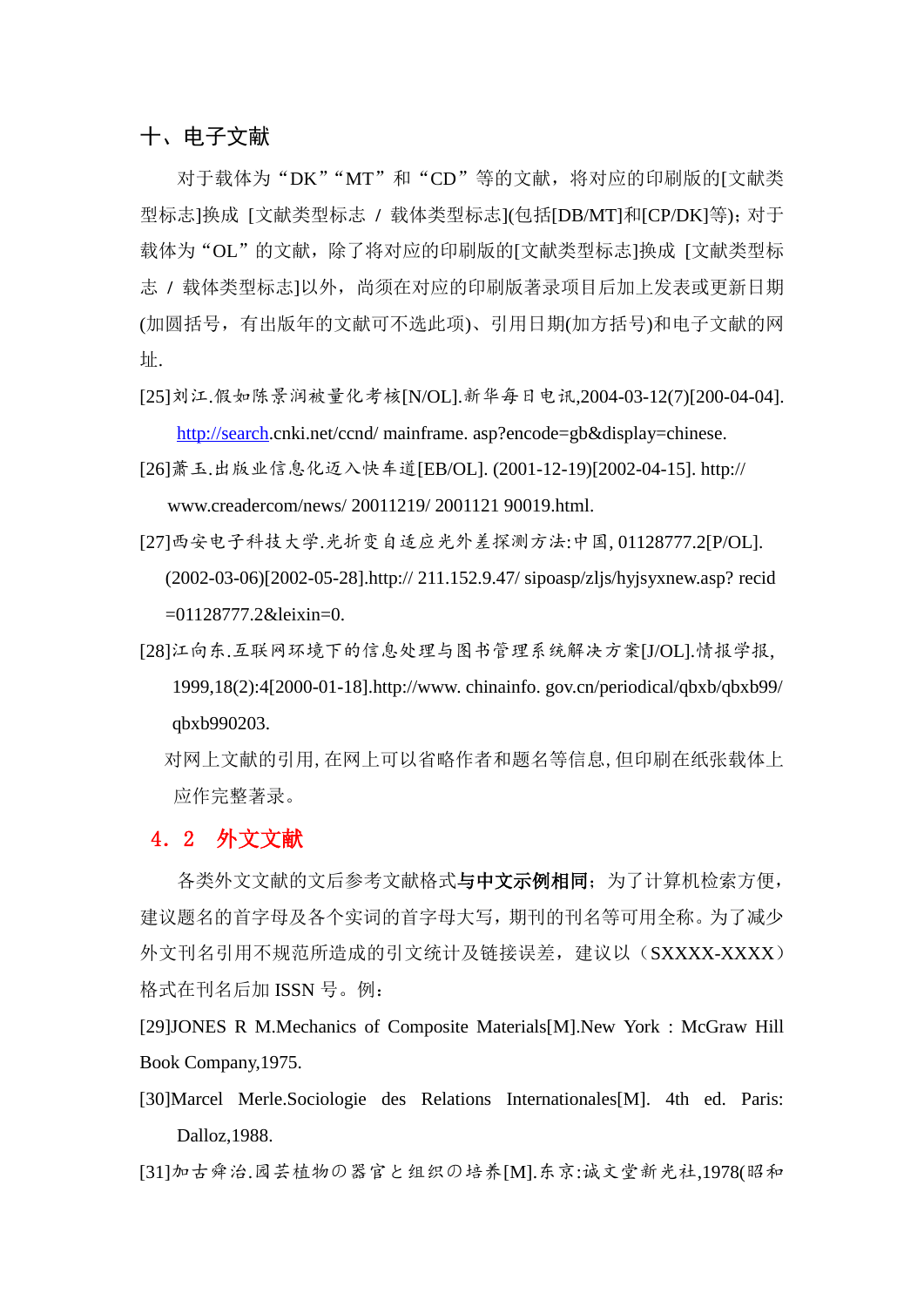## 十、电子文献

对于载体为“DK”“MT”和“CD”等的文献，将对应的印刷版的[文献类型标志]换成 [文献类型标志 / 载体类型标志](包括[DB/MT]和[CP/DK]等)；对于载体为“OL”的文献，除了将对应的印刷版的[文献类型标志]换成 [文献类型标志 / 载体类型标志]以外，尚须在对应的印刷版著录项目后加上发表或更新日期(加圆括号，有出版年的文献可不选此项)、引用日期(加方括号)和电子文献的网址.

[25]刘江.假如陈景润被量化考核[N/OL].新华每日电讯,2004-03-12(7)[200-04-04]. http://search.cnki.net/ccnd/ mainframe. asp?encode=gb&display=chinese.

[26]萧玉.出版业信息化迈入快车道[EB/OL]. (2001-12-19)[2002-04-15]. http:// www.creadercom/news/ 20011219/ 2001121 90019.html.

[27]西安电子科技大学.光折变自适应光外差探测方法:中国, 01128777.2[P/OL]. (2002-03-06)[2002-05-28].http:// 211.152.9.47/ sipoasp/zljs/hyjsyxnew.asp? recid =01128777.2&leixin=0.

[28]江向东.互联网环境下的信息处理与图书管理系统解决方案[J/OL].情报学报, 1999,18(2):4[2000-01-18].http://www. chinainfo. gov.cn/periodical/qbxb/qbxb99/ qbxb990203.

对网上文献的引用, 在网上可以省略作者和题名等信息, 但印刷在纸张载体上应作完整著录。

## 4．2　外文文献

各类外文文献的文后参考文献格式**与中文示例相同**；为了计算机检索方便，建议题名的首字母及各个实词的首字母大写，期刊的刊名等可用全称。为了减少外文刊名引用不规范所造成的引文统计及链接误差，建议以（SXXXX-XXXX）格式在刊名后加 ISSN 号。例：

[29]JONES R M.Mechanics of Composite Materials[M].New York : McGraw Hill Book Company,1975.

[30]Marcel Merle.Sociologie des Relations Internationales[M]. 4th ed. Paris: Dalloz,1988.

[31]加古舜治.园芸植物の器官と组织の培养[M].东京:诚文堂新光社,1978(昭和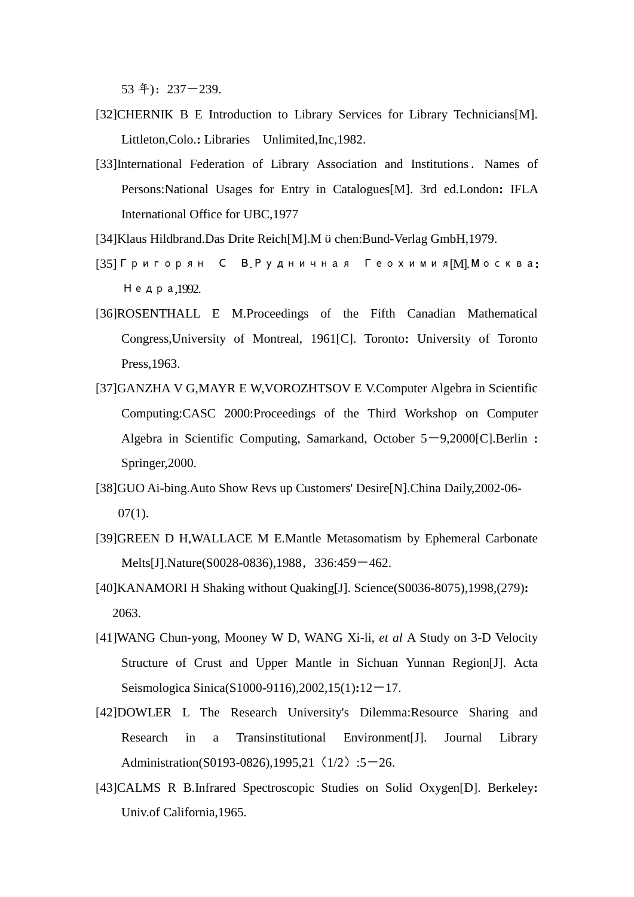53 年)：237－239.

[32]CHERNIK B E Introduction to Library Services for Library Technicians[M]. Littleton,Colo.**:** Libraries　Unlimited,Inc,1982.

[33]International Federation of Library Association and Institutions．Names of Persons:National Usages for Entry in Catalogues[M]. 3rd ed.London**:** IFLA International Office for UBC,1977

[34]Klaus Hildbrand.Das Drite Reich[M].M ü chen:Bund-Verlag GmbH,1979.

[35]Ｇｒｉｇｏｒｙａｎ　Ｃ　Ｂ.Ｒｕｄｎｉｃｈｎａｙａ　Ｇｅｏｋｈｉｍｉｙａ[M].Ｍｏｓｋｖａ**:** Ｎｅｄｒａ,1992.

[36]ROSENTHALL E M.Proceedings of the Fifth Canadian Mathematical Congress,University of Montreal, 1961[C]. Toronto**:** University of Toronto Press,1963.

[37]GANZHA V G,MAYR E W,VOROZHTSOV E V.Computer Algebra in Scientific Computing:CASC 2000:Proceedings of the Third Workshop on Computer Algebra in Scientific Computing, Samarkand, October 5－9,2000[C].Berlin **:** Springer,2000.

[38]GUO Ai-bing.Auto Show Revs up Customers' Desire[N].China Daily,2002-06-07(1).

[39]GREEN D H,WALLACE M E.Mantle Metasomatism by Ephemeral Carbonate Melts[J].Nature(S0028-0836),1988，336:459－462.

[40]KANAMORI H Shaking without Quaking[J]. Science(S0036-8075),1998,(279)**:** 2063.

[41]WANG Chun-yong, Mooney W D, WANG Xi-li, *et al* A Study on 3-D Velocity Structure of Crust and Upper Mantle in Sichuan Yunnan Region[J]. Acta Seismologica Sinica(S1000-9116),2002,15(1)**:**12－17.

[42]DOWLER L The Research University's Dilemma:Resource Sharing and Research in a Transinstitutional Environment[J]. Journal Library Administration(S0193-0826),1995,21（1/2）:5－26.

[43]CALMS R B.Infrared Spectroscopic Studies on Solid Oxygen[D]. Berkeley**:** Univ.of California,1965.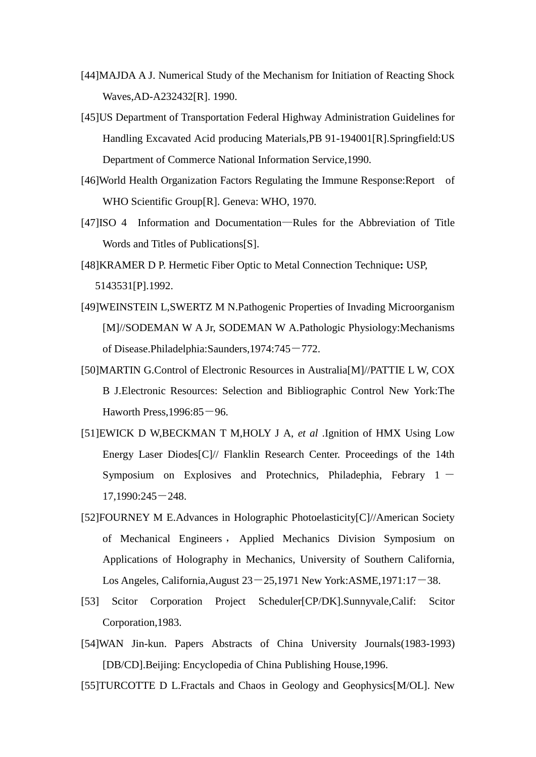[44]MAJDA A J. Numerical Study of the Mechanism for Initiation of Reacting Shock Waves,AD-A232432[R]. 1990.

[45]US Department of Transportation Federal Highway Administration Guidelines for Handling Excavated Acid producing Materials,PB 91-194001[R].Springfield:US Department of Commerce National Information Service,1990.

[46]World Health Organization Factors Regulating the Immune Response:Report of WHO Scientific Group[R]. Geneva: WHO, 1970.

[47]ISO 4 Information and Documentation—Rules for the Abbreviation of Title Words and Titles of Publications[S].

[48]KRAMER D P. Hermetic Fiber Optic to Metal Connection Technique**:** USP, 5143531[P].1992.

[49]WEINSTEIN L,SWERTZ M N.Pathogenic Properties of Invading Microorganism [M]//SODEMAN W A Jr, SODEMAN W A.Pathologic Physiology:Mechanisms of Disease.Philadelphia:Saunders,1974:745－772.

[50]MARTIN G.Control of Electronic Resources in Australia[M]//PATTIE L W, COX B J.Electronic Resources: Selection and Bibliographic Control New York:The Haworth Press,1996:85－96.

[51]EWICK D W,BECKMAN T M,HOLY J A, *et al* .Ignition of HMX Using Low Energy Laser Diodes[C]// Flanklin Research Center. Proceedings of the 14th Symposium on Explosives and Protechnics, Philadephia, Febrary 1－17,1990:245－248.

[52]FOURNEY M E.Advances in Holographic Photoelasticity[C]//American Society of Mechanical Engineers，Applied Mechanics Division Symposium on Applications of Holography in Mechanics, University of Southern California, Los Angeles, California,August 23－25,1971 New York:ASME,1971:17－38.

[53] Scitor Corporation Project Scheduler[CP/DK].Sunnyvale,Calif: Scitor Corporation,1983.

[54]WAN Jin-kun. Papers Abstracts of China University Journals(1983-1993) [DB/CD].Beijing: Encyclopedia of China Publishing House,1996.

[55]TURCOTTE D L.Fractals and Chaos in Geology and Geophysics[M/OL]. New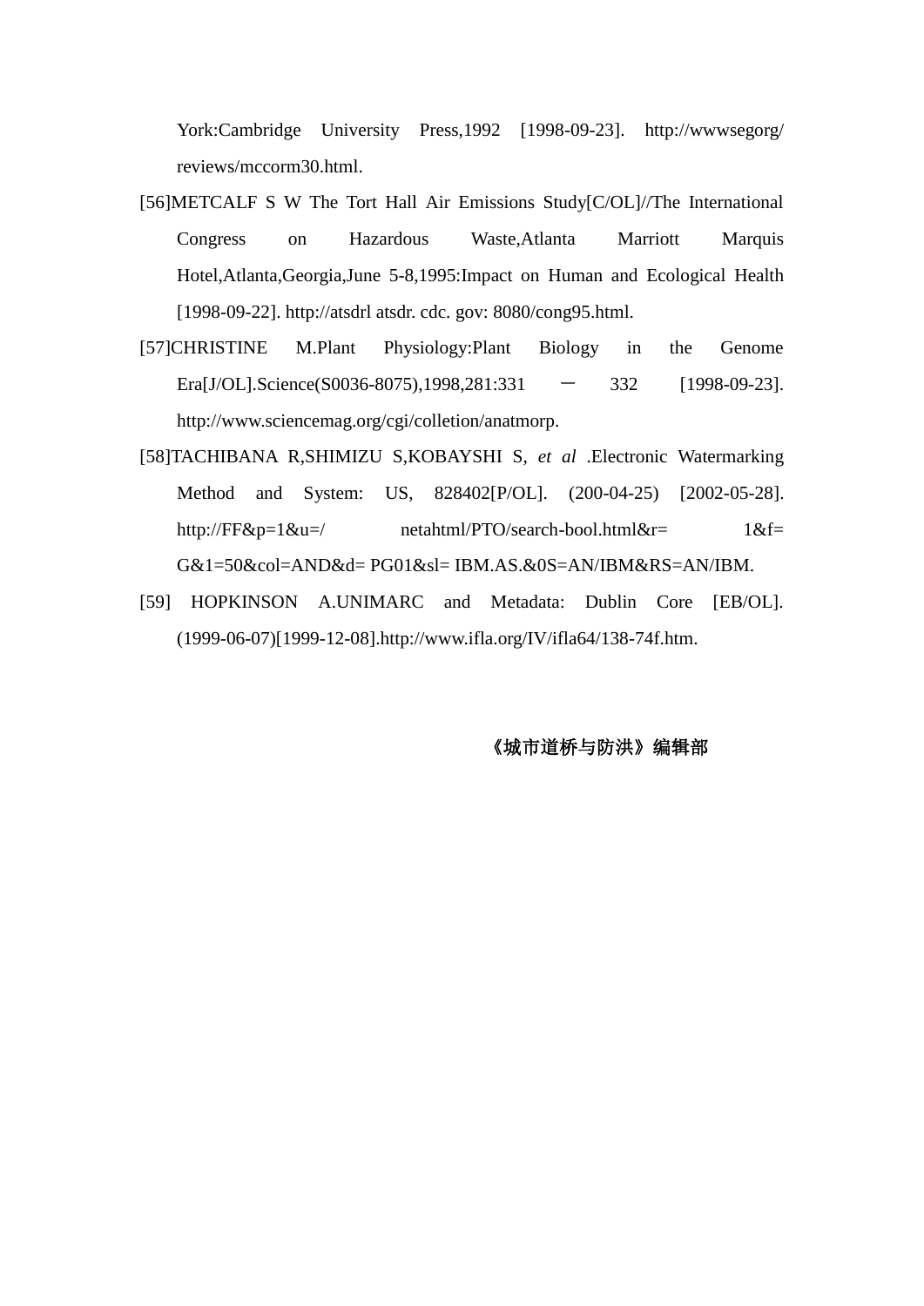York:Cambridge University Press,1992 [1998-09-23]. http://wwwsegorg/ reviews/mccorm30.html.

[56]METCALF S W The Tort Hall Air Emissions Study[C/OL]//The International Congress on Hazardous Waste,Atlanta Marriott Marquis Hotel,Atlanta,Georgia,June 5-8,1995:Impact on Human and Ecological Health [1998-09-22]. http://atsdrl atsdr. cdc. gov: 8080/cong95.html.

[57]CHRISTINE M.Plant Physiology:Plant Biology in the Genome Era[J/OL].Science(S0036-8075),1998,281:331 － 332 [1998-09-23]. http://www.sciencemag.org/cgi/colletion/anatmorp.

[58]TACHIBANA R,SHIMIZU S,KOBAYSHI S, *et al* .Electronic Watermarking Method and System: US, 828402[P/OL]. (200-04-25) [2002-05-28]. http://FF&p=1&u=/ netahtml/PTO/search-bool.html&r= 1&f= G&1=50&col=AND&d= PG01&sl= IBM.AS.&0S=AN/IBM&RS=AN/IBM.

[59] HOPKINSON A.UNIMARC and Metadata: Dublin Core [EB/OL]. (1999-06-07)[1999-12-08].http://www.ifla.org/IV/ifla64/138-74f.htm.

**《城市道桥与防洪》编辑部**